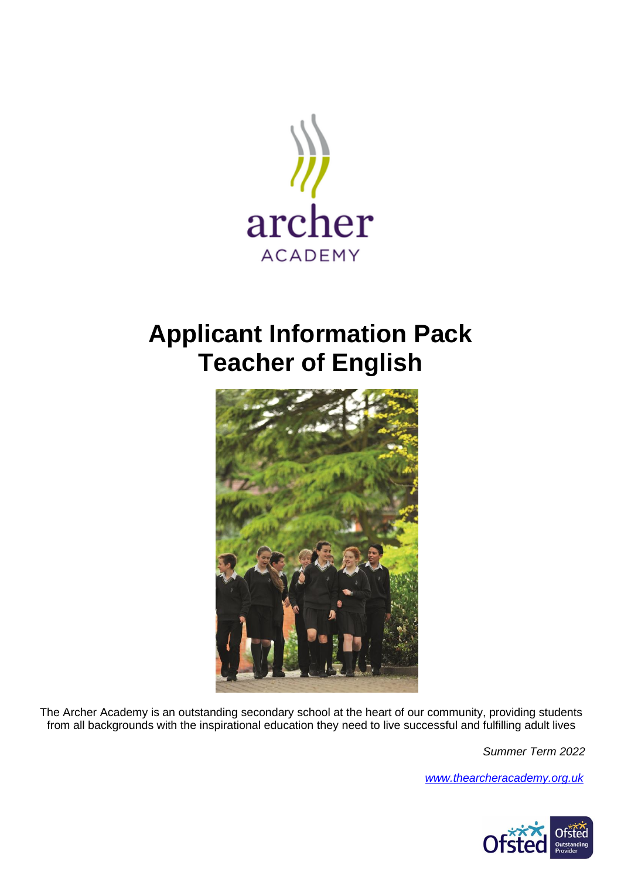archer
ACADEMY

# Applicant Information Pack
# Teacher of English

The Archer Academy is an outstanding secondary school at the heart of our community, providing students from all backgrounds with the inspirational education they need to live successful and fulfilling adult lives

*Summer Term 2022*

[www.thearcheracademy.org.uk](http://www.thearcheracademy.org.uk)

Ofsted Outstanding Provider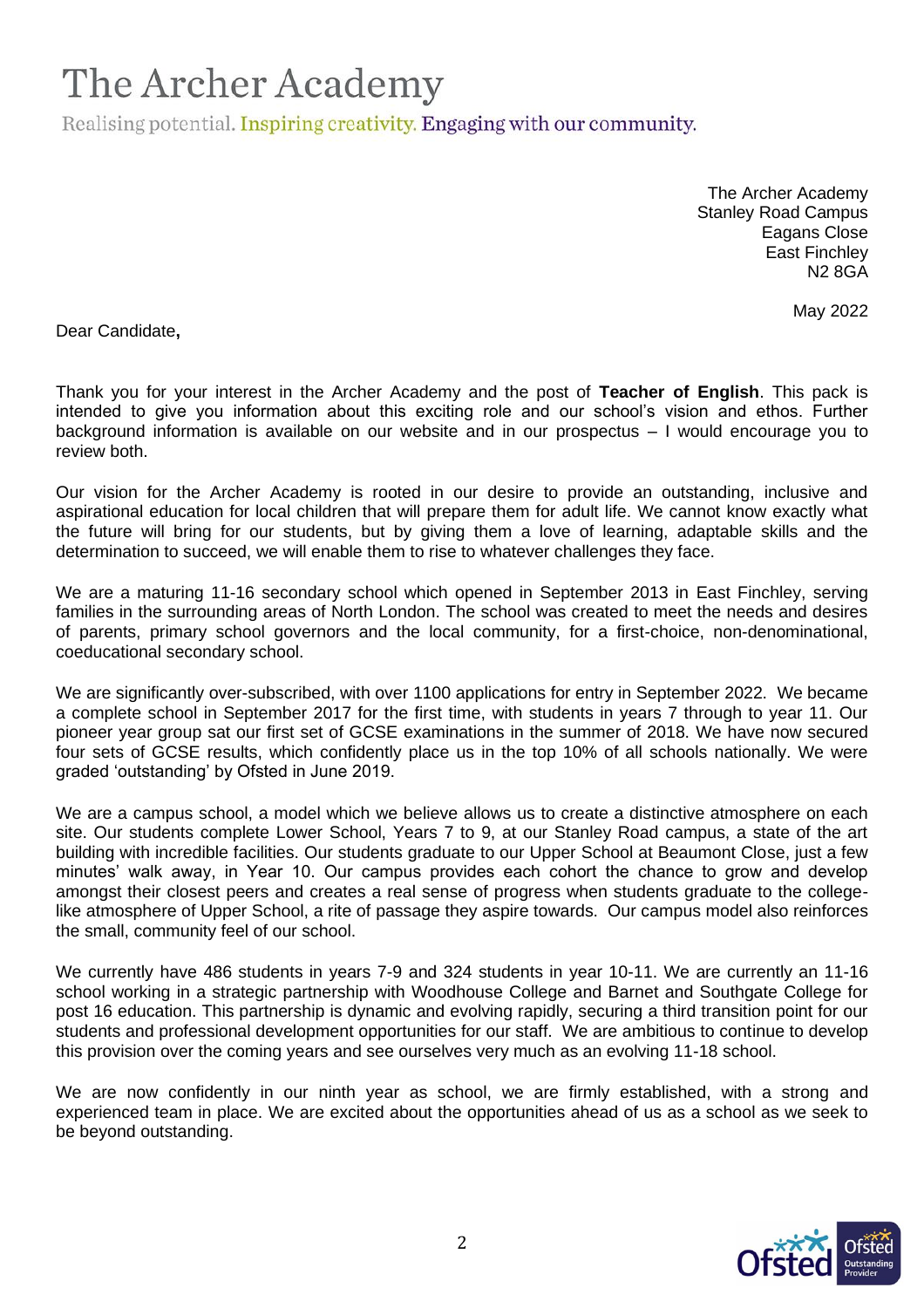# The Archer Academy

Realising potential. Inspiring creativity. Engaging with our community.

The Archer Academy
Stanley Road Campus
Eagans Close
East Finchley
N2 8GA

May 2022

Dear Candidate**,**

Thank you for your interest in the Archer Academy and the post of **Teacher of English**. This pack is intended to give you information about this exciting role and our school's vision and ethos. Further background information is available on our website and in our prospectus – I would encourage you to review both.

Our vision for the Archer Academy is rooted in our desire to provide an outstanding, inclusive and aspirational education for local children that will prepare them for adult life. We cannot know exactly what the future will bring for our students, but by giving them a love of learning, adaptable skills and the determination to succeed, we will enable them to rise to whatever challenges they face.

We are a maturing 11-16 secondary school which opened in September 2013 in East Finchley, serving families in the surrounding areas of North London. The school was created to meet the needs and desires of parents, primary school governors and the local community, for a first-choice, non-denominational, coeducational secondary school.

We are significantly over-subscribed, with over 1100 applications for entry in September 2022. We became a complete school in September 2017 for the first time, with students in years 7 through to year 11. Our pioneer year group sat our first set of GCSE examinations in the summer of 2018. We have now secured four sets of GCSE results, which confidently place us in the top 10% of all schools nationally. We were graded 'outstanding' by Ofsted in June 2019.

We are a campus school, a model which we believe allows us to create a distinctive atmosphere on each site. Our students complete Lower School, Years 7 to 9, at our Stanley Road campus, a state of the art building with incredible facilities. Our students graduate to our Upper School at Beaumont Close, just a few minutes' walk away, in Year 10. Our campus provides each cohort the chance to grow and develop amongst their closest peers and creates a real sense of progress when students graduate to the college-like atmosphere of Upper School, a rite of passage they aspire towards. Our campus model also reinforces the small, community feel of our school.

We currently have 486 students in years 7-9 and 324 students in year 10-11. We are currently an 11-16 school working in a strategic partnership with Woodhouse College and Barnet and Southgate College for post 16 education. This partnership is dynamic and evolving rapidly, securing a third transition point for our students and professional development opportunities for our staff. We are ambitious to continue to develop this provision over the coming years and see ourselves very much as an evolving 11-18 school.

We are now confidently in our ninth year as school, we are firmly established, with a strong and experienced team in place. We are excited about the opportunities ahead of us as a school as we seek to be beyond outstanding.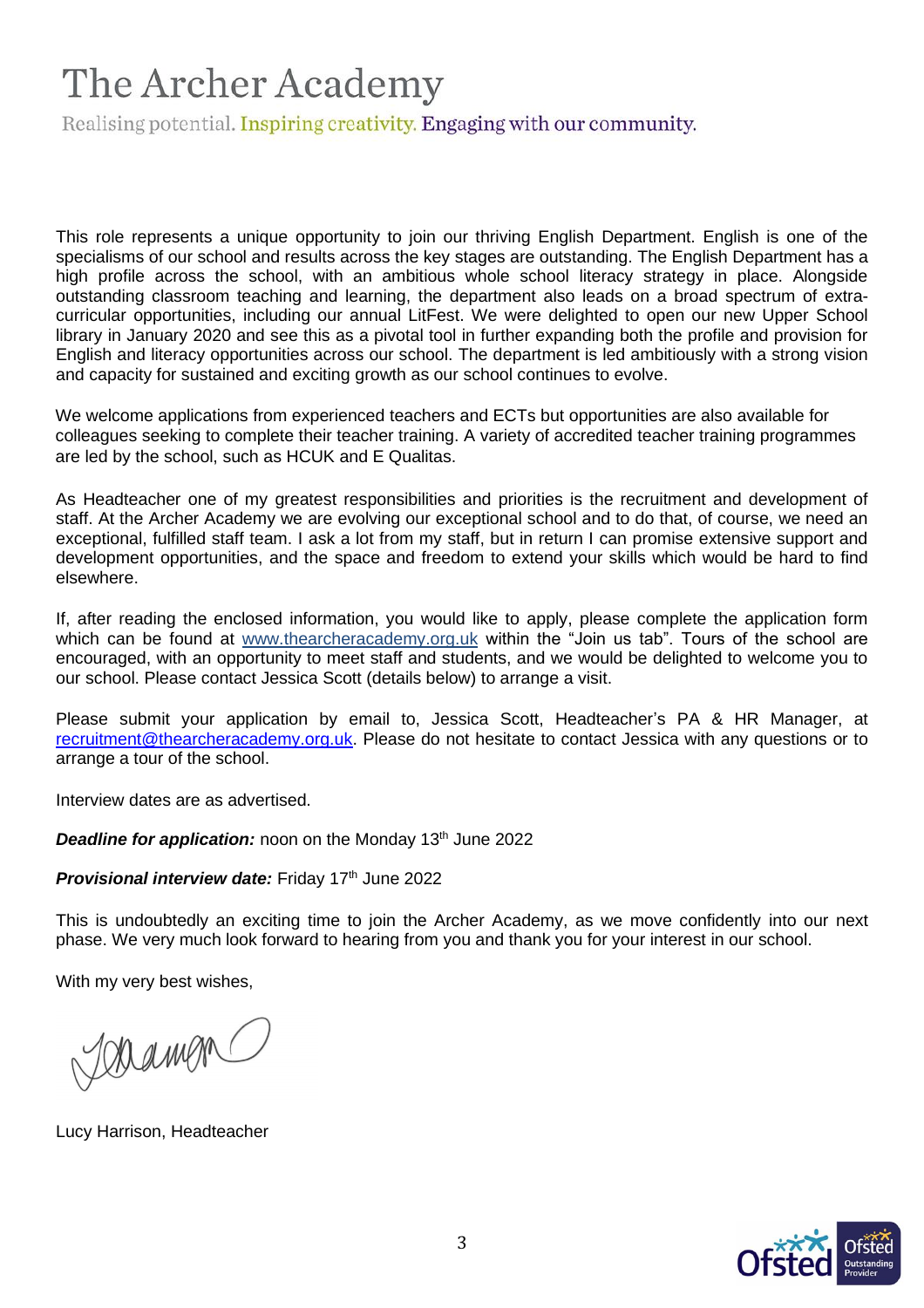# The Archer Academy

Realising potential. Inspiring creativity. Engaging with our community.

This role represents a unique opportunity to join our thriving English Department. English is one of the specialisms of our school and results across the key stages are outstanding. The English Department has a high profile across the school, with an ambitious whole school literacy strategy in place. Alongside outstanding classroom teaching and learning, the department also leads on a broad spectrum of extra-curricular opportunities, including our annual LitFest. We were delighted to open our new Upper School library in January 2020 and see this as a pivotal tool in further expanding both the profile and provision for English and literacy opportunities across our school. The department is led ambitiously with a strong vision and capacity for sustained and exciting growth as our school continues to evolve.

We welcome applications from experienced teachers and ECTs but opportunities are also available for colleagues seeking to complete their teacher training. A variety of accredited teacher training programmes are led by the school, such as HCUK and E Qualitas.

As Headteacher one of my greatest responsibilities and priorities is the recruitment and development of staff. At the Archer Academy we are evolving our exceptional school and to do that, of course, we need an exceptional, fulfilled staff team. I ask a lot from my staff, but in return I can promise extensive support and development opportunities, and the space and freedom to extend your skills which would be hard to find elsewhere.

If, after reading the enclosed information, you would like to apply, please complete the application form which can be found at www.thearcheracademy.org.uk within the "Join us tab". Tours of the school are encouraged, with an opportunity to meet staff and students, and we would be delighted to welcome you to our school. Please contact Jessica Scott (details below) to arrange a visit.

Please submit your application by email to, Jessica Scott, Headteacher's PA & HR Manager, at recruitment@thearcheracademy.org.uk. Please do not hesitate to contact Jessica with any questions or to arrange a tour of the school.

Interview dates are as advertised.

***Deadline for application:*** noon on the Monday 13th June 2022

***Provisional interview date:*** Friday 17th June 2022

This is undoubtedly an exciting time to join the Archer Academy, as we move confidently into our next phase. We very much look forward to hearing from you and thank you for your interest in our school.

With my very best wishes,

Lucy Harrison, Headteacher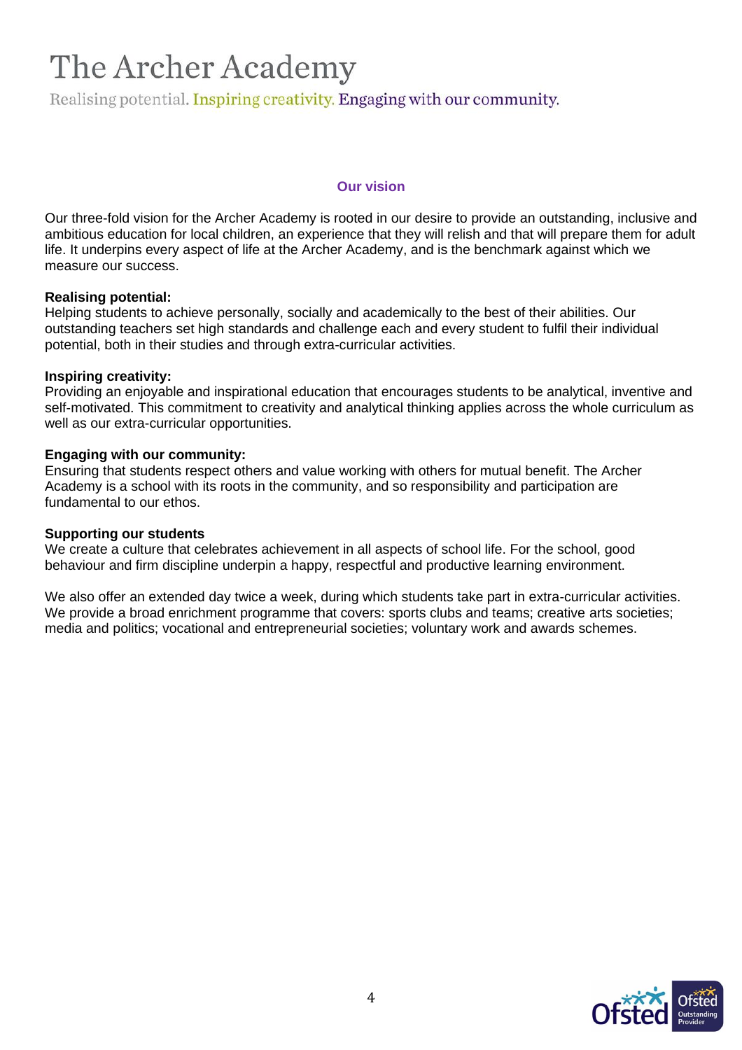# The Archer Academy

Realising potential. Inspiring creativity. Engaging with our community.

## Our vision

Our three-fold vision for the Archer Academy is rooted in our desire to provide an outstanding, inclusive and ambitious education for local children, an experience that they will relish and that will prepare them for adult life. It underpins every aspect of life at the Archer Academy, and is the benchmark against which we measure our success.

**Realising potential:**
Helping students to achieve personally, socially and academically to the best of their abilities. Our outstanding teachers set high standards and challenge each and every student to fulfil their individual potential, both in their studies and through extra-curricular activities.

**Inspiring creativity:**
Providing an enjoyable and inspirational education that encourages students to be analytical, inventive and self-motivated. This commitment to creativity and analytical thinking applies across the whole curriculum as well as our extra-curricular opportunities.

**Engaging with our community:**
Ensuring that students respect others and value working with others for mutual benefit. The Archer Academy is a school with its roots in the community, and so responsibility and participation are fundamental to our ethos.

**Supporting our students**
We create a culture that celebrates achievement in all aspects of school life. For the school, good behaviour and firm discipline underpin a happy, respectful and productive learning environment.

We also offer an extended day twice a week, during which students take part in extra-curricular activities. We provide a broad enrichment programme that covers: sports clubs and teams; creative arts societies; media and politics; vocational and entrepreneurial societies; voluntary work and awards schemes.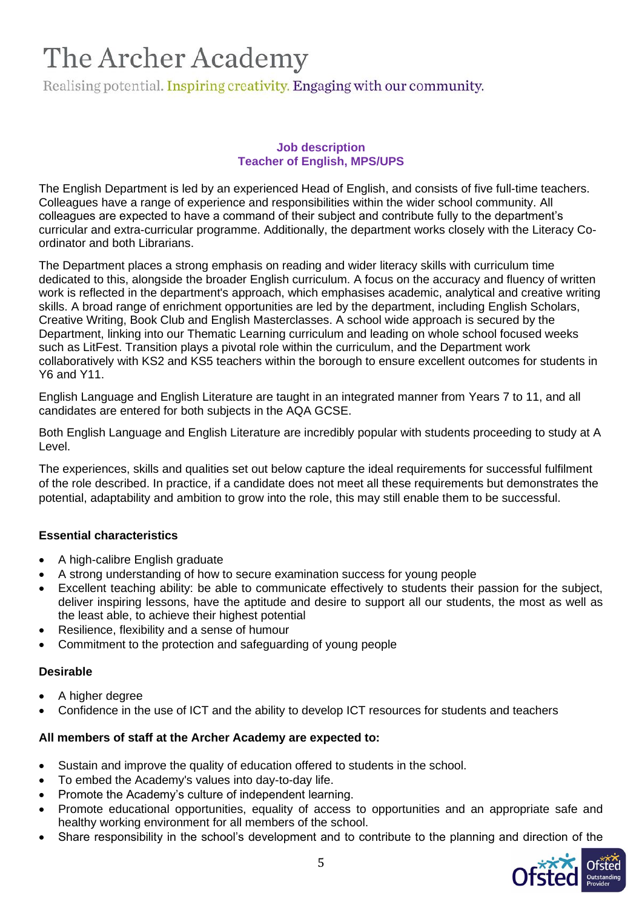# The Archer Academy

Realising potential. Inspiring creativity. Engaging with our community.

**Job description**
**Teacher of English, MPS/UPS**

The English Department is led by an experienced Head of English, and consists of five full-time teachers. Colleagues have a range of experience and responsibilities within the wider school community. All colleagues are expected to have a command of their subject and contribute fully to the department's curricular and extra-curricular programme. Additionally, the department works closely with the Literacy Co-ordinator and both Librarians.

The Department places a strong emphasis on reading and wider literacy skills with curriculum time dedicated to this, alongside the broader English curriculum. A focus on the accuracy and fluency of written work is reflected in the department's approach, which emphasises academic, analytical and creative writing skills. A broad range of enrichment opportunities are led by the department, including English Scholars, Creative Writing, Book Club and English Masterclasses. A school wide approach is secured by the Department, linking into our Thematic Learning curriculum and leading on whole school focused weeks such as LitFest. Transition plays a pivotal role within the curriculum, and the Department work collaboratively with KS2 and KS5 teachers within the borough to ensure excellent outcomes for students in Y6 and Y11.

English Language and English Literature are taught in an integrated manner from Years 7 to 11, and all candidates are entered for both subjects in the AQA GCSE.

Both English Language and English Literature are incredibly popular with students proceeding to study at A Level.

The experiences, skills and qualities set out below capture the ideal requirements for successful fulfilment of the role described. In practice, if a candidate does not meet all these requirements but demonstrates the potential, adaptability and ambition to grow into the role, this may still enable them to be successful.

**Essential characteristics**

- A high-calibre English graduate
- A strong understanding of how to secure examination success for young people
- Excellent teaching ability: be able to communicate effectively to students their passion for the subject, deliver inspiring lessons, have the aptitude and desire to support all our students, the most as well as the least able, to achieve their highest potential
- Resilience, flexibility and a sense of humour
- Commitment to the protection and safeguarding of young people

**Desirable**

- A higher degree
- Confidence in the use of ICT and the ability to develop ICT resources for students and teachers

**All members of staff at the Archer Academy are expected to:**

- Sustain and improve the quality of education offered to students in the school.
- To embed the Academy's values into day-to-day life.
- Promote the Academy's culture of independent learning.
- Promote educational opportunities, equality of access to opportunities and an appropriate safe and healthy working environment for all members of the school.
- Share responsibility in the school's development and to contribute to the planning and direction of the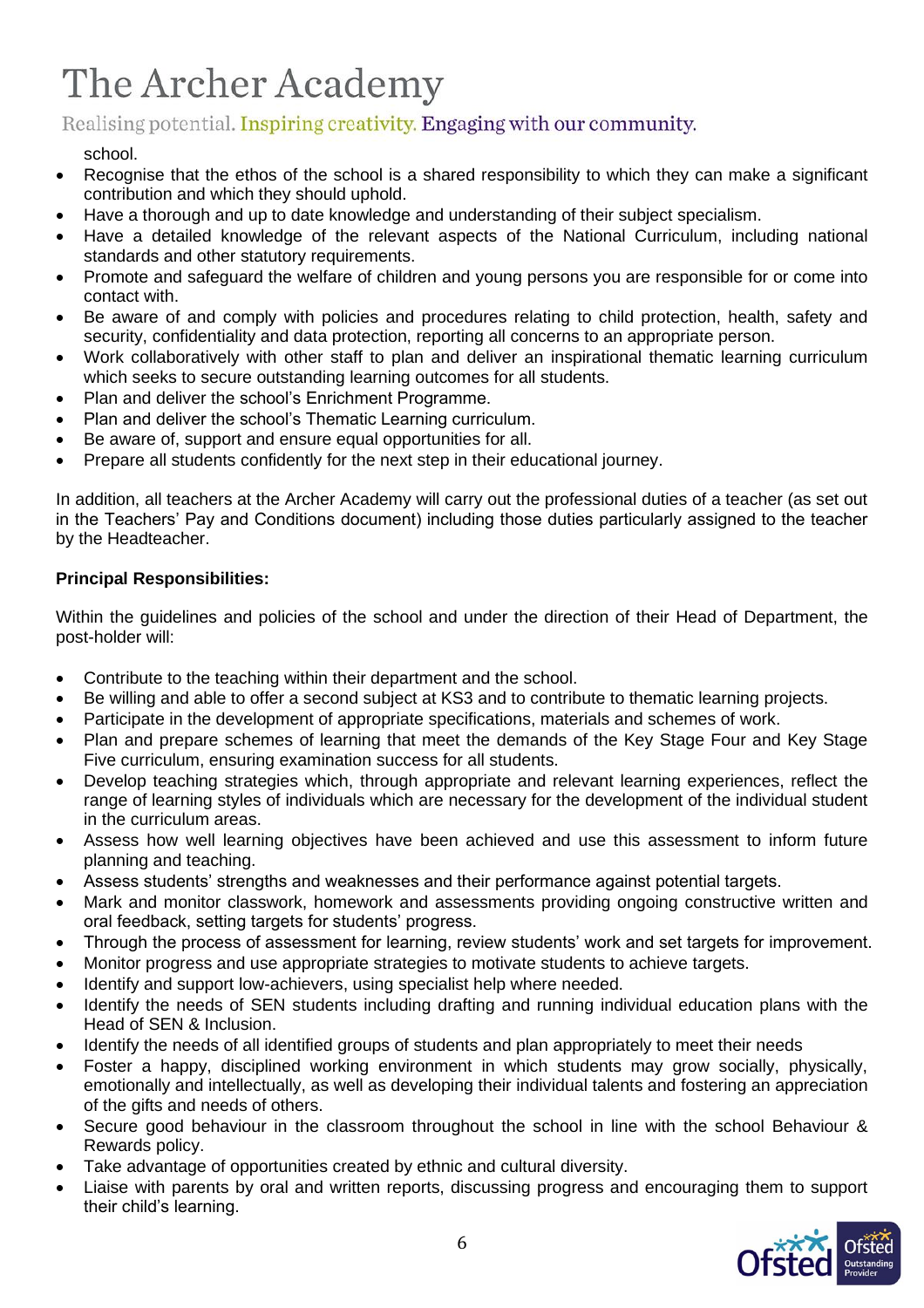school.

- Recognise that the ethos of the school is a shared responsibility to which they can make a significant contribution and which they should uphold.
- Have a thorough and up to date knowledge and understanding of their subject specialism.
- Have a detailed knowledge of the relevant aspects of the National Curriculum, including national standards and other statutory requirements.
- Promote and safeguard the welfare of children and young persons you are responsible for or come into contact with.
- Be aware of and comply with policies and procedures relating to child protection, health, safety and security, confidentiality and data protection, reporting all concerns to an appropriate person.
- Work collaboratively with other staff to plan and deliver an inspirational thematic learning curriculum which seeks to secure outstanding learning outcomes for all students.
- Plan and deliver the school's Enrichment Programme.
- Plan and deliver the school's Thematic Learning curriculum.
- Be aware of, support and ensure equal opportunities for all.
- Prepare all students confidently for the next step in their educational journey.

In addition, all teachers at the Archer Academy will carry out the professional duties of a teacher (as set out in the Teachers' Pay and Conditions document) including those duties particularly assigned to the teacher by the Headteacher.

**Principal Responsibilities:**

Within the guidelines and policies of the school and under the direction of their Head of Department, the post-holder will:

- Contribute to the teaching within their department and the school.
- Be willing and able to offer a second subject at KS3 and to contribute to thematic learning projects.
- Participate in the development of appropriate specifications, materials and schemes of work.
- Plan and prepare schemes of learning that meet the demands of the Key Stage Four and Key Stage Five curriculum, ensuring examination success for all students.
- Develop teaching strategies which, through appropriate and relevant learning experiences, reflect the range of learning styles of individuals which are necessary for the development of the individual student in the curriculum areas.
- Assess how well learning objectives have been achieved and use this assessment to inform future planning and teaching.
- Assess students' strengths and weaknesses and their performance against potential targets.
- Mark and monitor classwork, homework and assessments providing ongoing constructive written and oral feedback, setting targets for students' progress.
- Through the process of assessment for learning, review students' work and set targets for improvement.
- Monitor progress and use appropriate strategies to motivate students to achieve targets.
- Identify and support low-achievers, using specialist help where needed.
- Identify the needs of SEN students including drafting and running individual education plans with the Head of SEN & Inclusion.
- Identify the needs of all identified groups of students and plan appropriately to meet their needs
- Foster a happy, disciplined working environment in which students may grow socially, physically, emotionally and intellectually, as well as developing their individual talents and fostering an appreciation of the gifts and needs of others.
- Secure good behaviour in the classroom throughout the school in line with the school Behaviour & Rewards policy.
- Take advantage of opportunities created by ethnic and cultural diversity.
- Liaise with parents by oral and written reports, discussing progress and encouraging them to support their child's learning.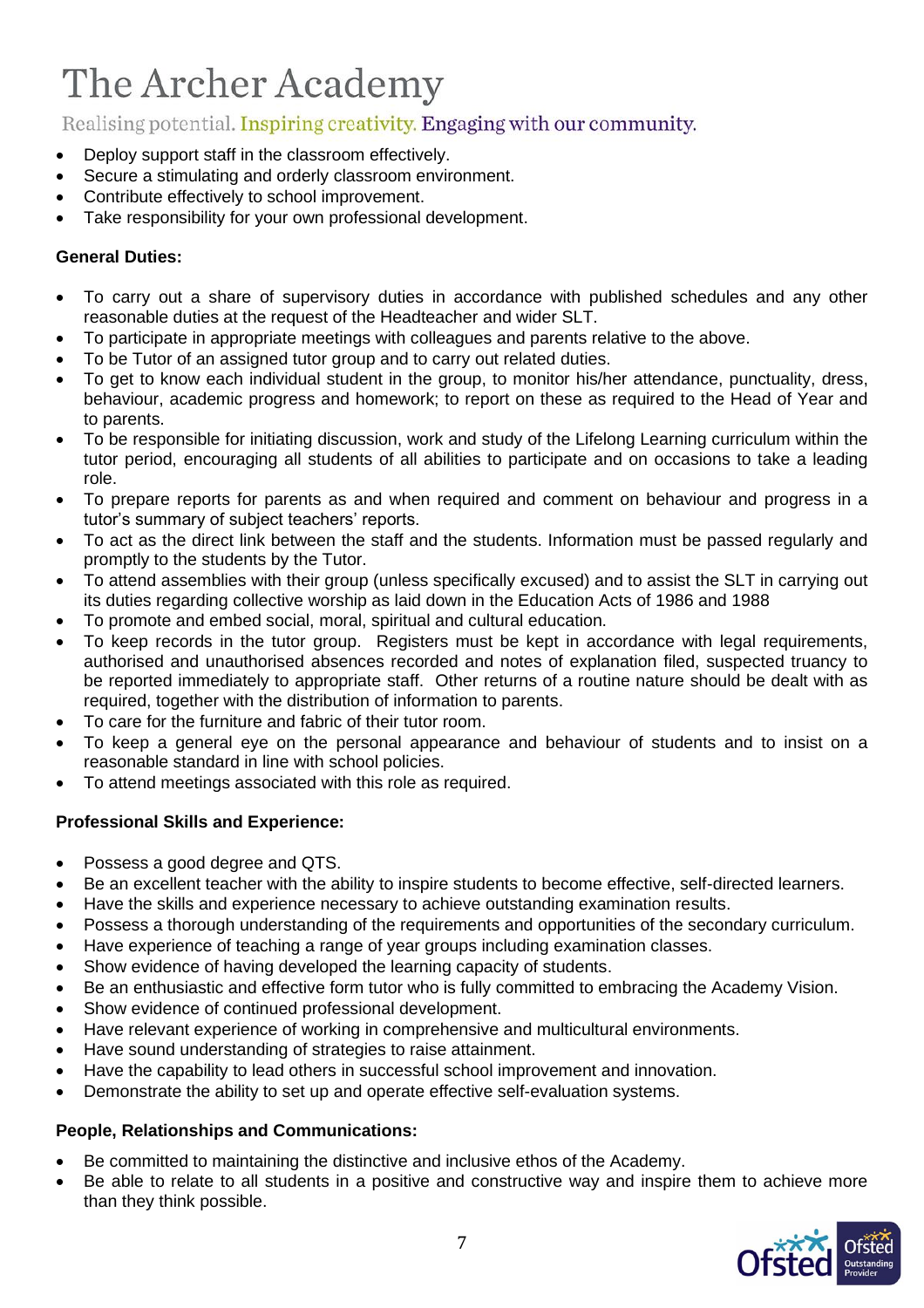- Deploy support staff in the classroom effectively.
- Secure a stimulating and orderly classroom environment.
- Contribute effectively to school improvement.
- Take responsibility for your own professional development.

**General Duties:**

- To carry out a share of supervisory duties in accordance with published schedules and any other reasonable duties at the request of the Headteacher and wider SLT.
- To participate in appropriate meetings with colleagues and parents relative to the above.
- To be Tutor of an assigned tutor group and to carry out related duties.
- To get to know each individual student in the group, to monitor his/her attendance, punctuality, dress, behaviour, academic progress and homework; to report on these as required to the Head of Year and to parents.
- To be responsible for initiating discussion, work and study of the Lifelong Learning curriculum within the tutor period, encouraging all students of all abilities to participate and on occasions to take a leading role.
- To prepare reports for parents as and when required and comment on behaviour and progress in a tutor's summary of subject teachers' reports.
- To act as the direct link between the staff and the students. Information must be passed regularly and promptly to the students by the Tutor.
- To attend assemblies with their group (unless specifically excused) and to assist the SLT in carrying out its duties regarding collective worship as laid down in the Education Acts of 1986 and 1988
- To promote and embed social, moral, spiritual and cultural education.
- To keep records in the tutor group. Registers must be kept in accordance with legal requirements, authorised and unauthorised absences recorded and notes of explanation filed, suspected truancy to be reported immediately to appropriate staff. Other returns of a routine nature should be dealt with as required, together with the distribution of information to parents.
- To care for the furniture and fabric of their tutor room.
- To keep a general eye on the personal appearance and behaviour of students and to insist on a reasonable standard in line with school policies.
- To attend meetings associated with this role as required.

**Professional Skills and Experience:**

- Possess a good degree and QTS.
- Be an excellent teacher with the ability to inspire students to become effective, self-directed learners.
- Have the skills and experience necessary to achieve outstanding examination results.
- Possess a thorough understanding of the requirements and opportunities of the secondary curriculum.
- Have experience of teaching a range of year groups including examination classes.
- Show evidence of having developed the learning capacity of students.
- Be an enthusiastic and effective form tutor who is fully committed to embracing the Academy Vision.
- Show evidence of continued professional development.
- Have relevant experience of working in comprehensive and multicultural environments.
- Have sound understanding of strategies to raise attainment.
- Have the capability to lead others in successful school improvement and innovation.
- Demonstrate the ability to set up and operate effective self-evaluation systems.

**People, Relationships and Communications:**

- Be committed to maintaining the distinctive and inclusive ethos of the Academy.
- Be able to relate to all students in a positive and constructive way and inspire them to achieve more than they think possible.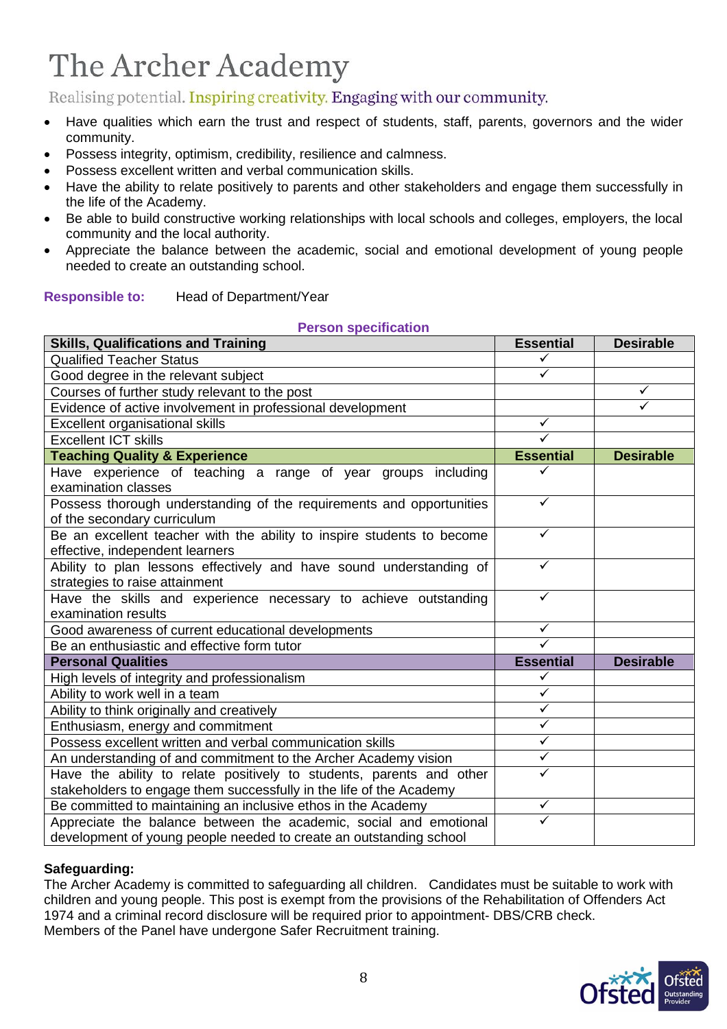# The Archer Academy

Realising potential. Inspiring creativity. Engaging with our community.

- Have qualities which earn the trust and respect of students, staff, parents, governors and the wider community.
- Possess integrity, optimism, credibility, resilience and calmness.
- Possess excellent written and verbal communication skills.
- Have the ability to relate positively to parents and other stakeholders and engage them successfully in the life of the Academy.
- Be able to build constructive working relationships with local schools and colleges, employers, the local community and the local authority.
- Appreciate the balance between the academic, social and emotional development of young people needed to create an outstanding school.

**Responsible to:** Head of Department/Year

**Person specification**

| Skills, Qualifications and Training | Essential | Desirable |
|---|---|---|
| Qualified Teacher Status | ✓ | |
| Good degree in the relevant subject | ✓ | |
| Courses of further study relevant to the post | | ✓ |
| Evidence of active involvement in professional development | | ✓ |
| Excellent organisational skills | ✓ | |
| Excellent ICT skills | ✓ | |
| **Teaching Quality & Experience** | **Essential** | **Desirable** |
| Have experience of teaching a range of year groups including examination classes | ✓ | |
| Possess thorough understanding of the requirements and opportunities of the secondary curriculum | ✓ | |
| Be an excellent teacher with the ability to inspire students to become effective, independent learners | ✓ | |
| Ability to plan lessons effectively and have sound understanding of strategies to raise attainment | ✓ | |
| Have the skills and experience necessary to achieve outstanding examination results | ✓ | |
| Good awareness of current educational developments | ✓ | |
| Be an enthusiastic and effective form tutor | ✓ | |
| **Personal Qualities** | **Essential** | **Desirable** |
| High levels of integrity and professionalism | ✓ | |
| Ability to work well in a team | ✓ | |
| Ability to think originally and creatively | ✓ | |
| Enthusiasm, energy and commitment | ✓ | |
| Possess excellent written and verbal communication skills | ✓ | |
| An understanding of and commitment to the Archer Academy vision | ✓ | |
| Have the ability to relate positively to students, parents and other stakeholders to engage them successfully in the life of the Academy | ✓ | |
| Be committed to maintaining an inclusive ethos in the Academy | ✓ | |
| Appreciate the balance between the academic, social and emotional development of young people needed to create an outstanding school | ✓ | |

**Safeguarding:**

The Archer Academy is committed to safeguarding all children. Candidates must be suitable to work with children and young people. This post is exempt from the provisions of the Rehabilitation of Offenders Act 1974 and a criminal record disclosure will be required prior to appointment- DBS/CRB check.
Members of the Panel have undergone Safer Recruitment training.

Ofsted Outstanding Provider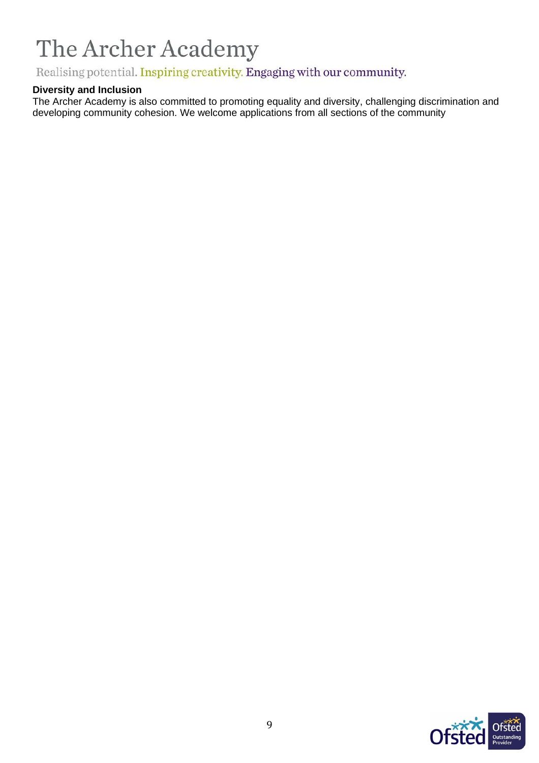**Diversity and Inclusion**

The Archer Academy is also committed to promoting equality and diversity, challenging discrimination and developing community cohesion. We welcome applications from all sections of the community